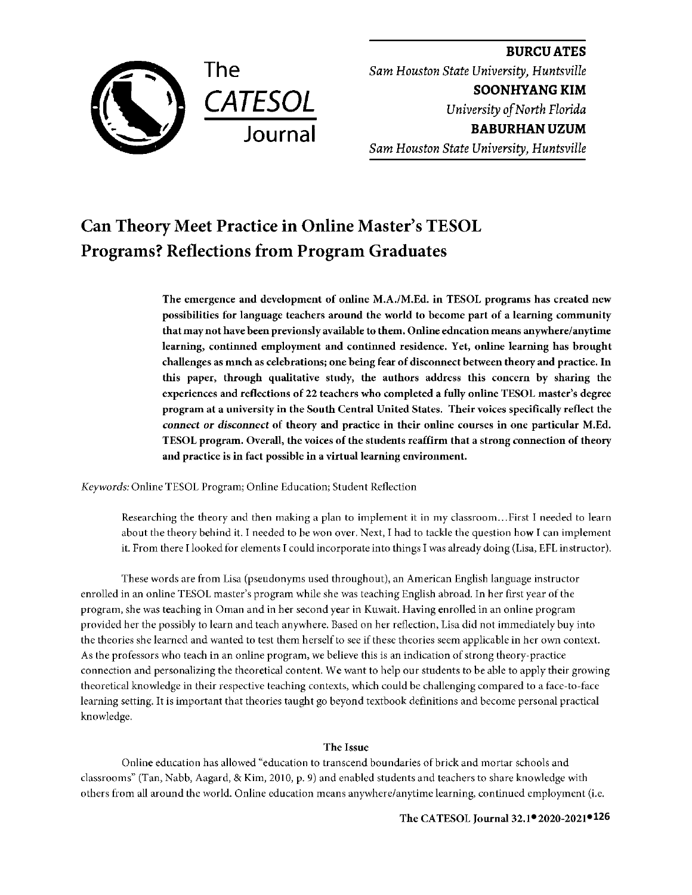**BURCU ATES**
*Sam Houston State University, Huntsville*
**SOONHYANG KIM**
*University of North Florida*
**BABURHAN UZUM**
*Sam Houston State University, Huntsville*

# Can Theory Meet Practice in Online Master's TESOL Programs? Reflections from Program Graduates

**The emergence and development of online M.A./M.Ed. in TESOL programs has created new possibilities for language teachers around the world to become part of a learning community that may not have been previously available to them. Online ednation means anywhere/anytime learning, continned employment and continued residence. Yet, online learning has brought challenges as mnch as celebrations; one being fear of disconnect between theory and practice. In this paper, through qualitative study, the authors address this concern by sharing the experiences and reflections of 22 teachers who completed a fully online TESOL master's degree program at a university in the South Central United States. Their voices specifically reflect the *connect or disconnect* of theory and practice in their online courses in one particular M.Ed. TESOL program. Overall, the voices of the students reaffirm that a strong connection of theory and practice is in fact possible in a virtual learning environment.**

*Keywords:* Online TESOL Program; Online Education; Student Reflection

> Researching the theory and then making a plan to implement it in my classroom…First I needed to learn about the theory behind it. I needed to be won over. Next, I had to tackle the question how I can implement it. From there I looked for elements I could incorporate into things I was already doing (Lisa, EFL instructor).

These words are from Lisa (pseudonyms used throughout), an American English language instructor enrolled in an online TESOL master's program while she was teaching English abroad. In her first year of the program, she was teaching in Oman and in her second year in Kuwait. Having enrolled in an online program provided her the possibly to learn and teach anywhere. Based on her reflection, Lisa did not immediately buy into the theories she learned and wanted to test them herself to see if these theories seem applicable in her own context. As the professors who teach in an online program, we believe this is an indication of strong theory-practice connection and personalizing the theoretical content. We want to help our students to be able to apply their growing theoretical knowledge in their respective teaching contexts, which could be challenging compared to a face-to-face learning setting. It is important that theories taught go beyond textbook definitions and become personal practical knowledge.

### The Issue

Online education has allowed "education to transcend boundaries of brick and mortar schools and classrooms" (Tan, Nabb, Aagard, & Kim, 2010, p. 9) and enabled students and teachers to share knowledge with others from all around the world. Online education means anywhere/anytime learning, continued employment (i.e.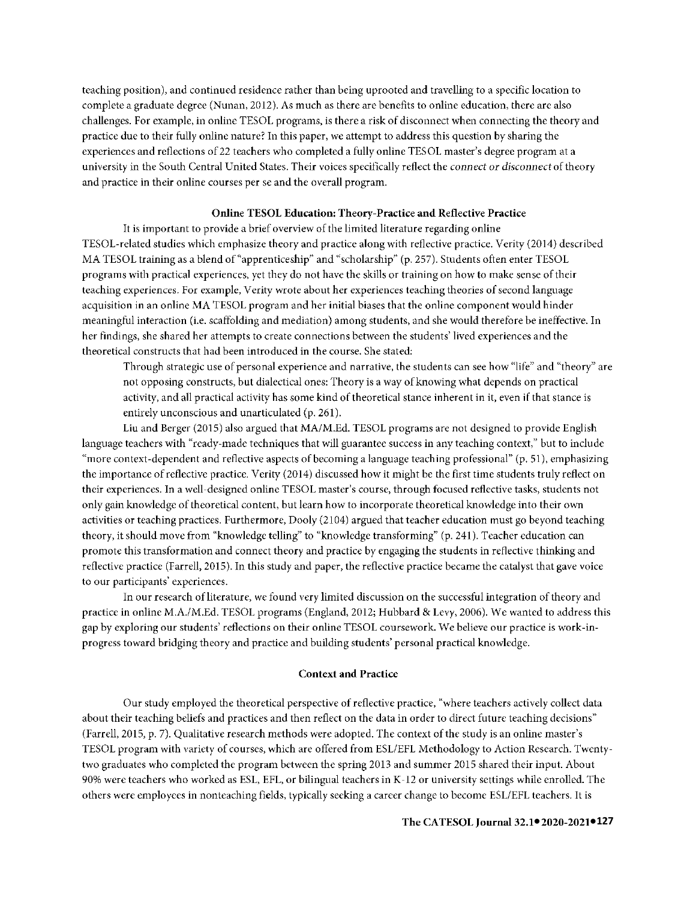teaching position), and continued residence rather than being uprooted and travelling to a specific location to complete a graduate degree (Nunan, 2012). As much as there are benefits to online education, there are also challenges. For example, in online TESOL programs, is there a risk of disconnect when connecting the theory and practice due to their fully online nature? In this paper, we attempt to address this question by sharing the experiences and reflections of 22 teachers who completed a fully online TESOL master's degree program at a university in the South Central United States. Their voices specifically reflect the *connect or disconnect* of theory and practice in their online courses per se and the overall program.

## Online TESOL Education: Theory-Practice and Reflective Practice

It is important to provide a brief overview of the limited literature regarding online TESOL-related studies which emphasize theory and practice along with reflective practice. Verity (2014) described MA TESOL training as a blend of "apprenticeship" and "scholarship" (p. 257). Students often enter TESOL programs with practical experiences, yet they do not have the skills or training on how to make sense of their teaching experiences. For example, Verity wrote about her experiences teaching theories of second language acquisition in an online MA TESOL program and her initial biases that the online component would hinder meaningful interaction (i.e. scaffolding and mediation) among students, and she would therefore be ineffective. In her findings, she shared her attempts to create connections between the students' lived experiences and the theoretical constructs that had been introduced in the course. She stated:

> Through strategic use of personal experience and narrative, the students can see how "life" and "theory" are not opposing constructs, but dialectical ones: Theory is a way of knowing what depends on practical activity, and all practical activity has some kind of theoretical stance inherent in it, even if that stance is entirely unconscious and unarticulated (p. 261).

Liu and Berger (2015) also argued that MA/M.Ed. TESOL programs are not designed to provide English language teachers with "ready-made techniques that will guarantee success in any teaching context," but to include "more context-dependent and reflective aspects of becoming a language teaching professional" (p. 51), emphasizing the importance of reflective practice. Verity (2014) discussed how it might be the first time students truly reflect on their experiences. In a well-designed online TESOL master's course, through focused reflective tasks, students not only gain knowledge of theoretical content, but learn how to incorporate theoretical knowledge into their own activities or teaching practices. Furthermore, Dooly (2104) argued that teacher education must go beyond teaching theory, it should move from "knowledge telling" to "knowledge transforming" (p. 241). Teacher education can promote this transformation and connect theory and practice by engaging the students in reflective thinking and reflective practice (Farrell, 2015). In this study and paper, the reflective practice became the catalyst that gave voice to our participants' experiences.

In our research of literature, we found very limited discussion on the successful integration of theory and practice in online M.A./M.Ed. TESOL programs (England, 2012; Hubbard & Levy, 2006). We wanted to address this gap by exploring our students' reflections on their online TESOL coursework. We believe our practice is work-in-progress toward bridging theory and practice and building students' personal practical knowledge.

## Context and Practice

Our study employed the theoretical perspective of reflective practice, "where teachers actively collect data about their teaching beliefs and practices and then reflect on the data in order to direct future teaching decisions" (Farrell, 2015, p. 7). Qualitative research methods were adopted. The context of the study is an online master's TESOL program with variety of courses, which are offered from ESL/EFL Methodology to Action Research. Twenty-two graduates who completed the program between the spring 2013 and summer 2015 shared their input. About 90% were teachers who worked as ESL, EFL, or bilingual teachers in K-12 or university settings while enrolled. The others were employees in nonteaching fields, typically seeking a career change to become ESL/EFL teachers. It is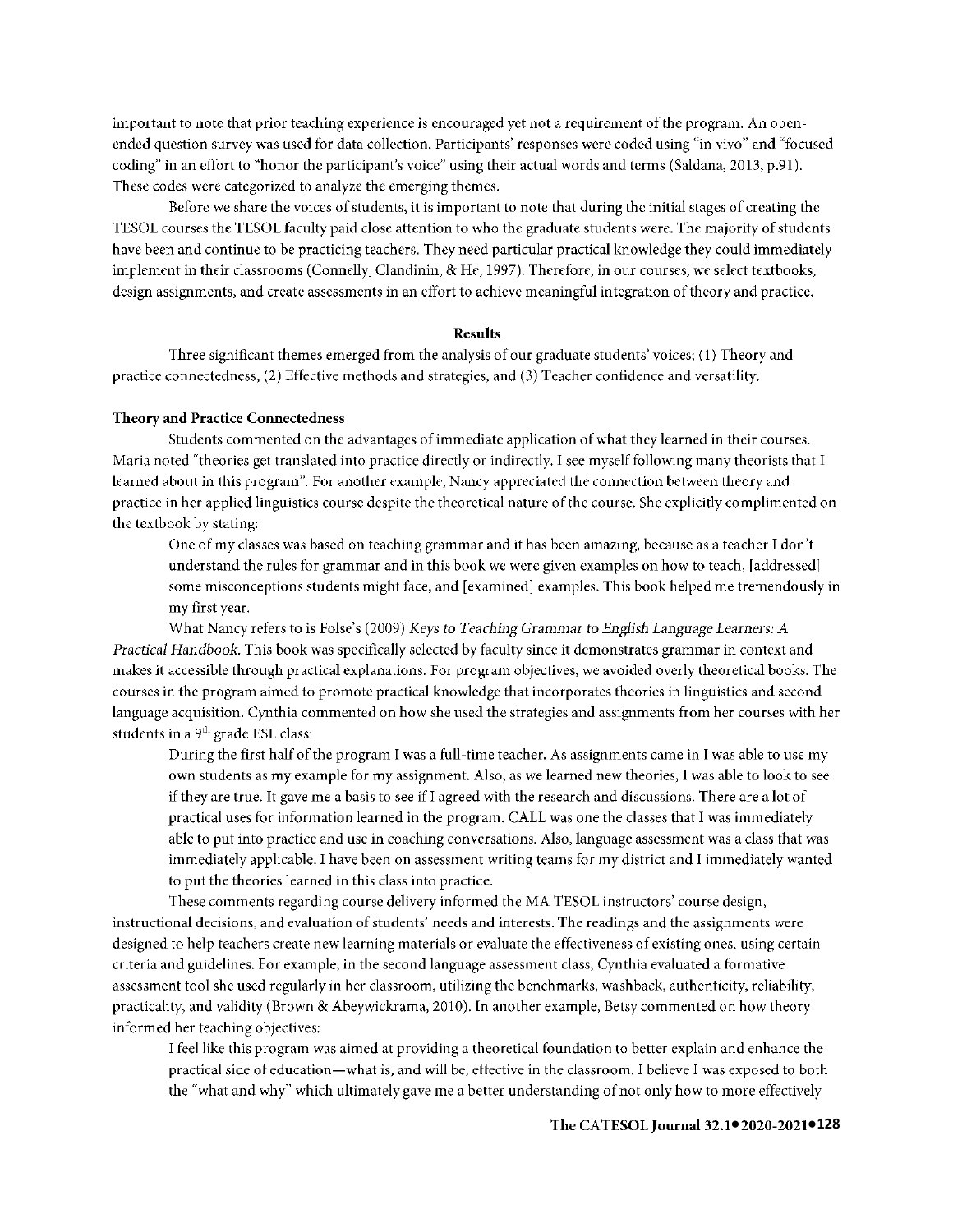important to note that prior teaching experience is encouraged yet not a requirement of the program. An open-ended question survey was used for data collection. Participants' responses were coded using "in vivo" and "focused coding" in an effort to "honor the participant's voice" using their actual words and terms (Saldana, 2013, p.91). These codes were categorized to analyze the emerging themes.

Before we share the voices of students, it is important to note that during the initial stages of creating the TESOL courses the TESOL faculty paid close attention to who the graduate students were. The majority of students have been and continue to be practicing teachers. They need particular practical knowledge they could immediately implement in their classrooms (Connelly, Clandinin, & He, 1997). Therefore, in our courses, we select textbooks, design assignments, and create assessments in an effort to achieve meaningful integration of theory and practice.

## Results

Three significant themes emerged from the analysis of our graduate students' voices; (1) Theory and practice connectedness, (2) Effective methods and strategies, and (3) Teacher confidence and versatility.

### Theory and Practice Connectedness

Students commented on the advantages of immediate application of what they learned in their courses. Maria noted "theories get translated into practice directly or indirectly. I see myself following many theorists that I learned about in this program". For another example, Nancy appreciated the connection between theory and practice in her applied linguistics course despite the theoretical nature of the course. She explicitly complimented on the textbook by stating:

> One of my classes was based on teaching grammar and it has been amazing, because as a teacher I don't understand the rules for grammar and in this book we were given examples on how to teach, [addressed] some misconceptions students might face, and [examined] examples. This book helped me tremendously in my first year.

What Nancy refers to is Folse's (2009) *Keys to Teaching Grammar to English Language Learners: A Practical Handbook*. This book was specifically selected by faculty since it demonstrates grammar in context and makes it accessible through practical explanations. For program objectives, we avoided overly theoretical books. The courses in the program aimed to promote practical knowledge that incorporates theories in linguistics and second language acquisition. Cynthia commented on how she used the strategies and assignments from her courses with her students in a 9th grade ESL class:

> During the first half of the program I was a full-time teacher. As assignments came in I was able to use my own students as my example for my assignment. Also, as we learned new theories, I was able to look to see if they are true. It gave me a basis to see if I agreed with the research and discussions. There are a lot of practical uses for information learned in the program. CALL was one the classes that I was immediately able to put into practice and use in coaching conversations. Also, language assessment was a class that was immediately applicable. I have been on assessment writing teams for my district and I immediately wanted to put the theories learned in this class into practice.

These comments regarding course delivery informed the MA TESOL instructors' course design, instructional decisions, and evaluation of students' needs and interests. The readings and the assignments were designed to help teachers create new learning materials or evaluate the effectiveness of existing ones, using certain criteria and guidelines. For example, in the second language assessment class, Cynthia evaluated a formative assessment tool she used regularly in her classroom, utilizing the benchmarks, washback, authenticity, reliability, practicality, and validity (Brown & Abeywickrama, 2010). In another example, Betsy commented on how theory informed her teaching objectives:

> I feel like this program was aimed at providing a theoretical foundation to better explain and enhance the practical side of education—what is, and will be, effective in the classroom. I believe I was exposed to both the "what and why" which ultimately gave me a better understanding of not only how to more effectively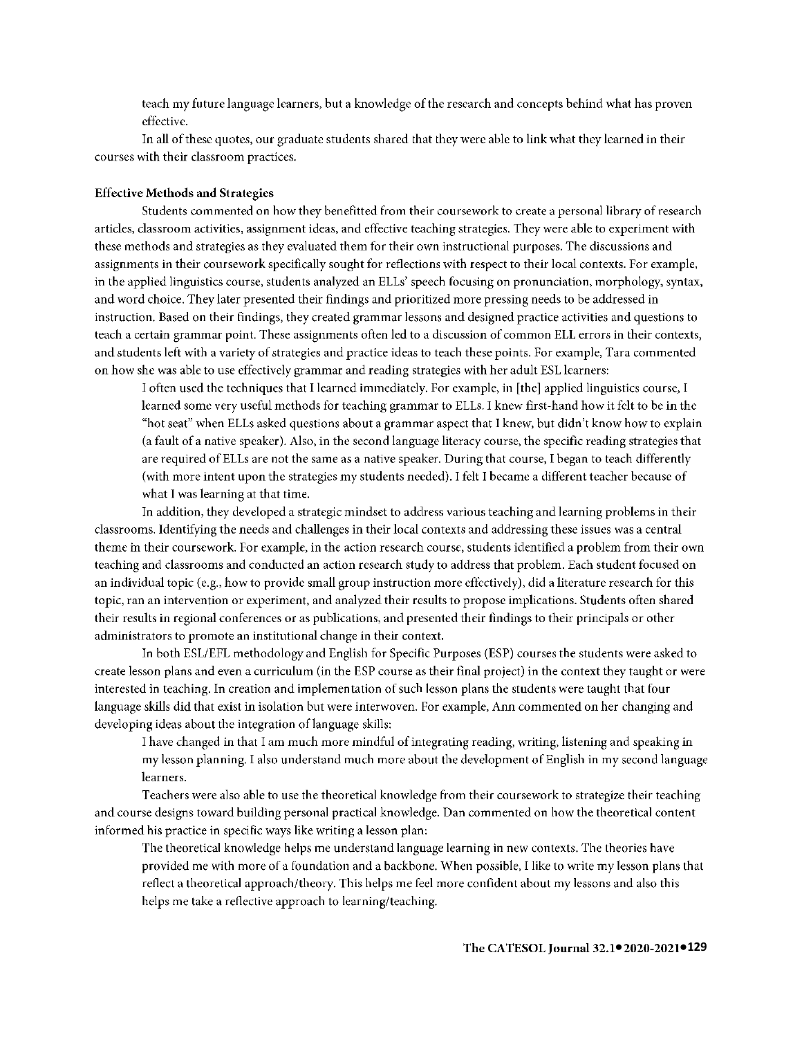teach my future language learners, but a knowledge of the research and concepts behind what has proven effective.

In all of these quotes, our graduate students shared that they were able to link what they learned in their courses with their classroom practices.

**Effective Methods and Strategies**

Students commented on how they benefitted from their coursework to create a personal library of research articles, classroom activities, assignment ideas, and effective teaching strategies. They were able to experiment with these methods and strategies as they evaluated them for their own instructional purposes. The discussions and assignments in their coursework specifically sought for reflections with respect to their local contexts. For example, in the applied linguistics course, students analyzed an ELLs' speech focusing on pronunciation, morphology, syntax, and word choice. They later presented their findings and prioritized more pressing needs to be addressed in instruction. Based on their findings, they created grammar lessons and designed practice activities and questions to teach a certain grammar point. These assignments often led to a discussion of common ELL errors in their contexts, and students left with a variety of strategies and practice ideas to teach these points. For example, Tara commented on how she was able to use effectively grammar and reading strategies with her adult ESL learners:

> I often used the techniques that I learned immediately. For example, in [the] applied linguistics course, I learned some very useful methods for teaching grammar to ELLs. I knew first-hand how it felt to be in the "hot seat" when ELLs asked questions about a grammar aspect that I knew, but didn't know how to explain (a fault of a native speaker). Also, in the second language literacy course, the specific reading strategies that are required of ELLs are not the same as a native speaker. During that course, I began to teach differently (with more intent upon the strategies my students needed). I felt I became a different teacher because of what I was learning at that time.

In addition, they developed a strategic mindset to address various teaching and learning problems in their classrooms. Identifying the needs and challenges in their local contexts and addressing these issues was a central theme in their coursework. For example, in the action research course, students identified a problem from their own teaching and classrooms and conducted an action research study to address that problem. Each student focused on an individual topic (e.g., how to provide small group instruction more effectively), did a literature research for this topic, ran an intervention or experiment, and analyzed their results to propose implications. Students often shared their results in regional conferences or as publications, and presented their findings to their principals or other administrators to promote an institutional change in their context.

In both ESL/EFL methodology and English for Specific Purposes (ESP) courses the students were asked to create lesson plans and even a curriculum (in the ESP course as their final project) in the context they taught or were interested in teaching. In creation and implementation of such lesson plans the students were taught that four language skills did that exist in isolation but were interwoven. For example, Ann commented on her changing and developing ideas about the integration of language skills:

> I have changed in that I am much more mindful of integrating reading, writing, listening and speaking in my lesson planning. I also understand much more about the development of English in my second language learners.

Teachers were also able to use the theoretical knowledge from their coursework to strategize their teaching and course designs toward building personal practical knowledge. Dan commented on how the theoretical content informed his practice in specific ways like writing a lesson plan:

> The theoretical knowledge helps me understand language learning in new contexts. The theories have provided me with more of a foundation and a backbone. When possible, I like to write my lesson plans that reflect a theoretical approach/theory. This helps me feel more confident about my lessons and also this helps me take a reflective approach to learning/teaching.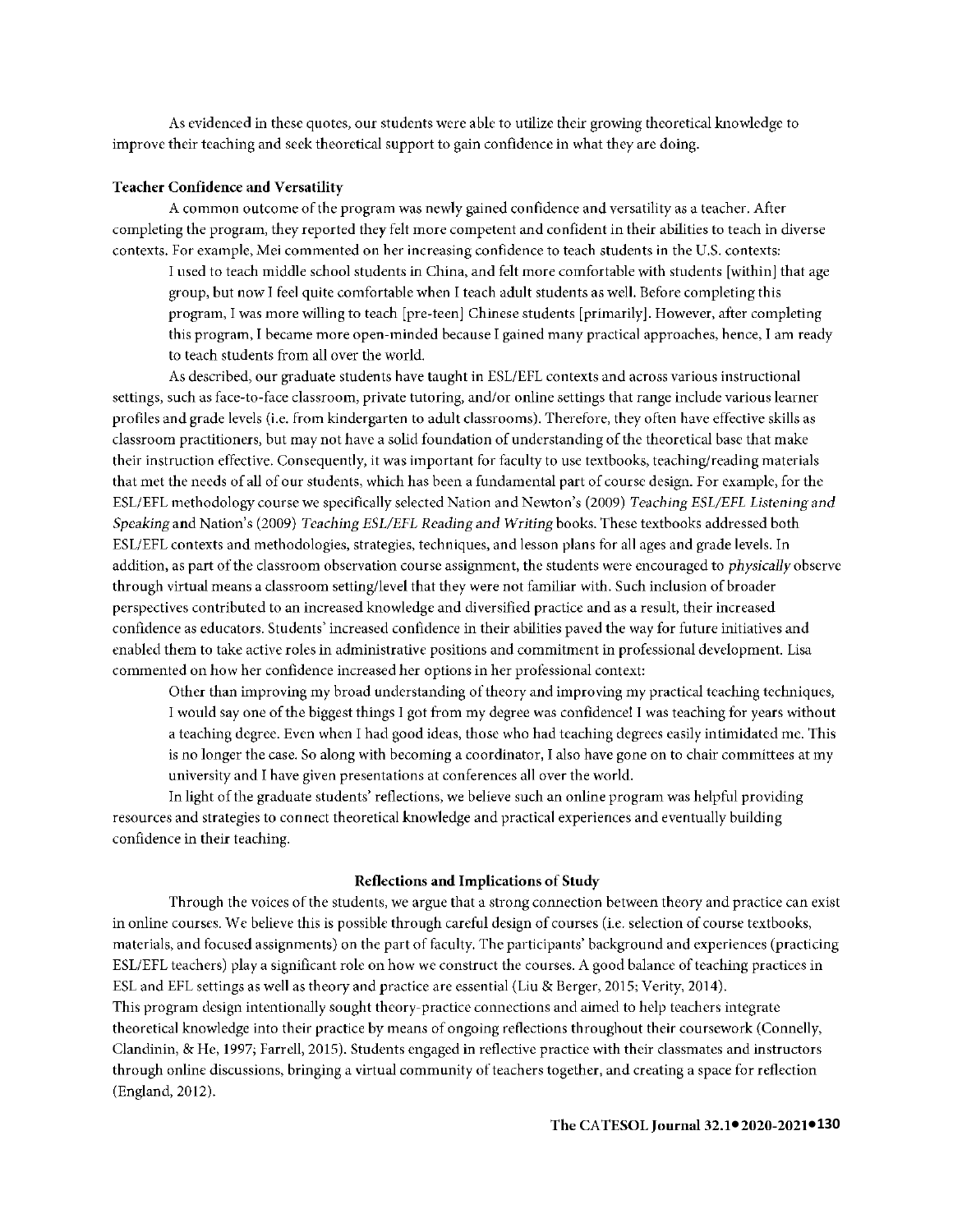As evidenced in these quotes, our students were able to utilize their growing theoretical knowledge to improve their teaching and seek theoretical support to gain confidence in what they are doing.

### Teacher Confidence and Versatility

A common outcome of the program was newly gained confidence and versatility as a teacher. After completing the program, they reported they felt more competent and confident in their abilities to teach in diverse contexts. For example, Mei commented on her increasing confidence to teach students in the U.S. contexts:

> I used to teach middle school students in China, and felt more comfortable with students [within] that age group, but now I feel quite comfortable when I teach adult students as well. Before completing this program, I was more willing to teach [pre-teen] Chinese students [primarily]. However, after completing this program, I became more open-minded because I gained many practical approaches, hence, I am ready to teach students from all over the world.

As described, our graduate students have taught in ESL/EFL contexts and across various instructional settings, such as face-to-face classroom, private tutoring, and/or online settings that range include various learner profiles and grade levels (i.e. from kindergarten to adult classrooms). Therefore, they often have effective skills as classroom practitioners, but may not have a solid foundation of understanding of the theoretical base that make their instruction effective. Consequently, it was important for faculty to use textbooks, teaching/reading materials that met the needs of all of our students, which has been a fundamental part of course design. For example, for the ESL/EFL methodology course we specifically selected Nation and Newton's (2009) *Teaching ESL/EFL Listening and Speaking* and Nation's (2009) *Teaching ESL/EFL Reading and Writing* books. These textbooks addressed both ESL/EFL contexts and methodologies, strategies, techniques, and lesson plans for all ages and grade levels. In addition, as part of the classroom observation course assignment, the students were encouraged to *physically* observe through virtual means a classroom setting/level that they were not familiar with. Such inclusion of broader perspectives contributed to an increased knowledge and diversified practice and as a result, their increased confidence as educators. Students' increased confidence in their abilities paved the way for future initiatives and enabled them to take active roles in administrative positions and commitment in professional development. Lisa commented on how her confidence increased her options in her professional context:

> Other than improving my broad understanding of theory and improving my practical teaching techniques, I would say one of the biggest things I got from my degree was confidence! I was teaching for years without a teaching degree. Even when I had good ideas, those who had teaching degrees easily intimidated me. This is no longer the case. So along with becoming a coordinator, I also have gone on to chair committees at my university and I have given presentations at conferences all over the world.

In light of the graduate students' reflections, we believe such an online program was helpful providing resources and strategies to connect theoretical knowledge and practical experiences and eventually building confidence in their teaching.

## Reflections and Implications of Study

Through the voices of the students, we argue that a strong connection between theory and practice can exist in online courses. We believe this is possible through careful design of courses (i.e. selection of course textbooks, materials, and focused assignments) on the part of faculty. The participants' background and experiences (practicing ESL/EFL teachers) play a significant role on how we construct the courses. A good balance of teaching practices in ESL and EFL settings as well as theory and practice are essential (Liu & Berger, 2015; Verity, 2014).
This program design intentionally sought theory-practice connections and aimed to help teachers integrate theoretical knowledge into their practice by means of ongoing reflections throughout their coursework (Connelly, Clandinin, & He, 1997; Farrell, 2015). Students engaged in reflective practice with their classmates and instructors through online discussions, bringing a virtual community of teachers together, and creating a space for reflection (England, 2012).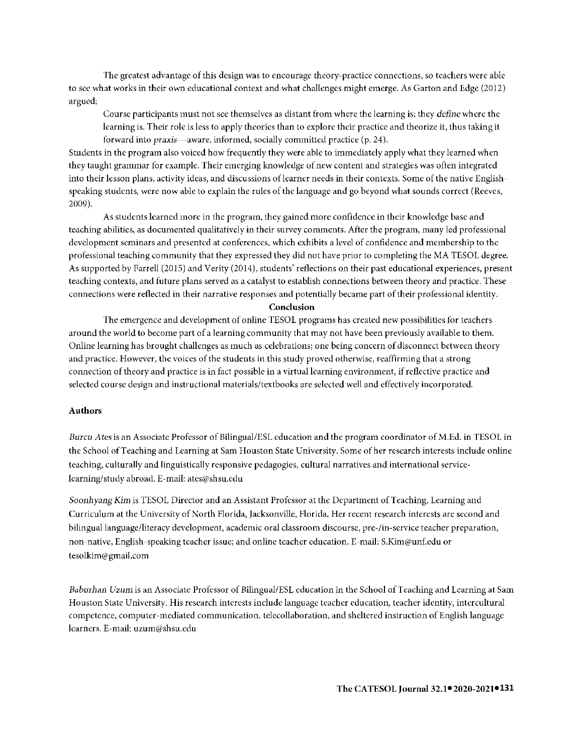The greatest advantage of this design was to encourage theory-practice connections, so teachers were able to see what works in their own educational context and what challenges might emerge. As Garton and Edge (2012) argued;

> Course participants must not see themselves as distant from where the learning is; they *define* where the learning is. Their role is less to apply theories than to explore their practice and theorize it, thus taking it forward into *praxis*---aware, informed, socially committed practice (p. 24).

Students in the program also voiced how frequently they were able to immediately apply what they learned when they taught grammar for example. Their emerging knowledge of new content and strategies was often integrated into their lesson plans, activity ideas, and discussions of learner needs in their contexts. Some of the native English-speaking students, were now able to explain the rules of the language and go beyond what sounds correct (Reeves, 2009).

As students learned more in the program, they gained more confidence in their knowledge base and teaching abilities, as documented qualitatively in their survey comments. After the program, many led professional development seminars and presented at conferences, which exhibits a level of confidence and membership to the professional teaching community that they expressed they did not have prior to completing the MA TESOL degree. As supported by Farrell (2015) and Verity (2014), students' reflections on their past educational experiences, present teaching contexts, and future plans served as a catalyst to establish connections between theory and practice. These connections were reflected in their narrative responses and potentially became part of their professional identity.

## Conclusion

The emergence and development of online TESOL programs has created new possibilities for teachers around the world to become part of a learning community that may not have been previously available to them. Online learning has brought challenges as much as celebrations; one being concern of disconnect between theory and practice. However, the voices of the students in this study proved otherwise, reaffirming that a strong connection of theory and practice is in fact possible in a virtual learning environment, if reflective practice and selected course design and instructional materials/textbooks are selected well and effectively incorporated.

## Authors

*Burcu Ates* is an Associate Professor of Bilingual/ESL education and the program coordinator of M.Ed. in TESOL in the School of Teaching and Learning at Sam Houston State University. Some of her research interests include online teaching, culturally and linguistically responsive pedagogies, cultural narratives and international service-learning/study abroad. E-mail: ates@shsu.edu

*Soonhyang Kim* is TESOL Director and an Assistant Professor at the Department of Teaching, Learning and Curriculum at the University of North Florida, Jacksonville, Florida. Her recent research interests are second and bilingual language/literacy development, academic oral classroom discourse, pre-/in-service teacher preparation, non-native, English-speaking teacher issue; and online teacher education. E-mail: S.Kim@unf.edu or tesolkim@gmail.com

*Baburhan Uzum* is an Associate Professor of Bilingual/ESL education in the School of Teaching and Learning at Sam Houston State University. His research interests include language teacher education, teacher identity, intercultural competence, computer-mediated communication, telecollaboration, and sheltered instruction of English language learners. E-mail: uzum@shsu.edu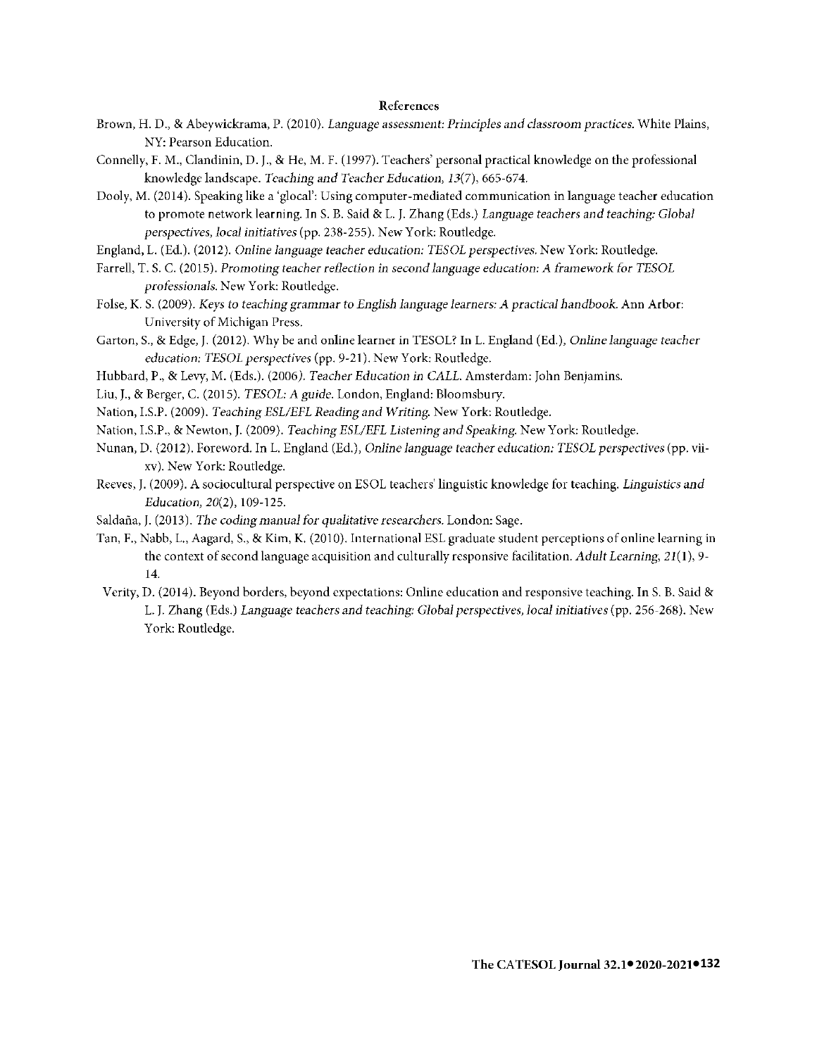## References

Brown, H. D., & Abeywickrama, P. (2010). *Language assessment: Principles and classroom practices.* White Plains, NY: Pearson Education.

Connelly, F. M., Clandinin, D. J., & He, M. F. (1997). Teachers' personal practical knowledge on the professional knowledge landscape. *Teaching and Teacher Education, 13*(7), 665-674.

Dooly, M. (2014). Speaking like a 'glocal': Using computer-mediated communication in language teacher education to promote network learning. In S. B. Said & L. J. Zhang (Eds.) *Language teachers and teaching: Global perspectives, local initiatives* (pp. 238-255). New York: Routledge.

England, L. (Ed.). (2012). *Online language teacher education: TESOL perspectives.* New York: Routledge.

Farrell, T. S. C. (2015). *Promoting teacher reflection in second language education: A framework for TESOL professionals.* New York: Routledge.

Folse, K. S. (2009). *Keys to teaching grammar to English language learners: A practical handbook.* Ann Arbor: University of Michigan Press.

Garton, S., & Edge, J. (2012). Why be and online learner in TESOL? In L. England (Ed.), *Online language teacher education: TESOL perspectives* (pp. 9-21). New York: Routledge.

Hubbard, P., & Levy, M. (Eds.). (2006). *Teacher Education in CALL.* Amsterdam: John Benjamins.

Liu, J., & Berger, C. (2015). *TESOL: A guide.* London, England: Bloomsbury.

Nation, I.S.P. (2009). *Teaching ESL/EFL Reading and Writing.* New York: Routledge.

Nation, I.S.P., & Newton, J. (2009). *Teaching ESL/EFL Listening and Speaking.* New York: Routledge.

Nunan, D. (2012). Foreword. In L. England (Ed.), *Online language teacher education: TESOL perspectives* (pp. vii-xv). New York: Routledge.

Reeves, J. (2009). A sociocultural perspective on ESOL teachers' linguistic knowledge for teaching. *Linguistics and Education, 20*(2), 109-125.

Saldaña, J. (2013). *The coding manual for qualitative researchers.* London: Sage.

Tan, F., Nabb, L., Aagard, S., & Kim, K. (2010). International ESL graduate student perceptions of online learning in the context of second language acquisition and culturally responsive facilitation. *Adult Learning, 21*(1), 9-14.

Verity, D. (2014). Beyond borders, beyond expectations: Online education and responsive teaching. In S. B. Said & L. J. Zhang (Eds.) *Language teachers and teaching: Global perspectives, local initiatives* (pp. 256-268). New York: Routledge.